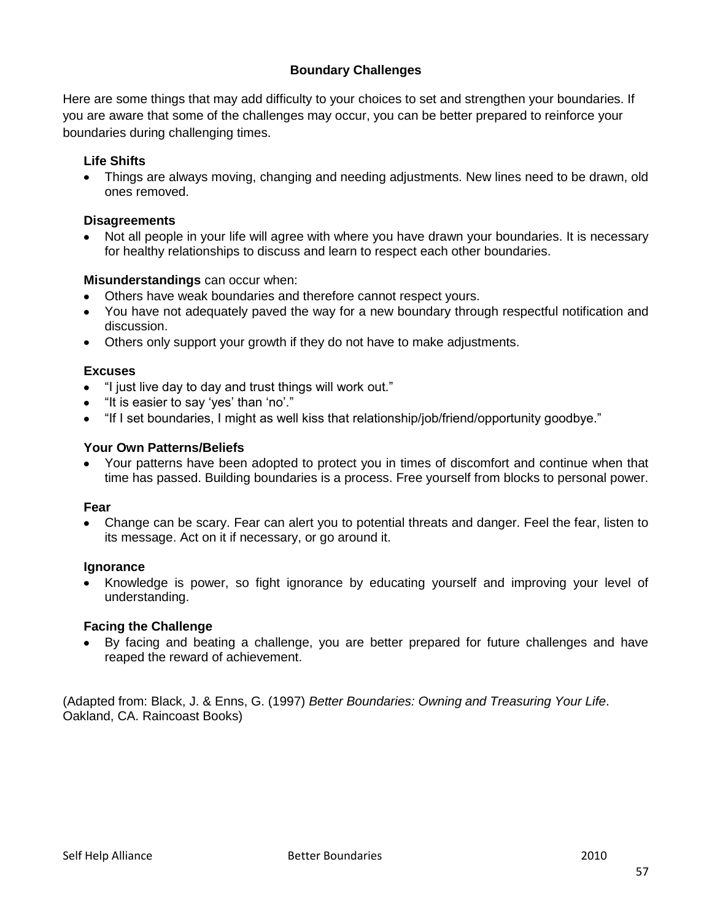## Boundary Challenges

Here are some things that may add difficulty to your choices to set and strengthen your boundaries. If you are aware that some of the challenges may occur, you can be better prepared to reinforce your boundaries during challenging times.

### Life Shifts

- Things are always moving, changing and needing adjustments. New lines need to be drawn, old ones removed.

### Disagreements

- Not all people in your life will agree with where you have drawn your boundaries. It is necessary for healthy relationships to discuss and learn to respect each other boundaries.

**Misunderstandings** can occur when:

- Others have weak boundaries and therefore cannot respect yours.
- You have not adequately paved the way for a new boundary through respectful notification and discussion.
- Others only support your growth if they do not have to make adjustments.

### Excuses

- "I just live day to day and trust things will work out."
- "It is easier to say 'yes' than 'no'."
- "If I set boundaries, I might as well kiss that relationship/job/friend/opportunity goodbye."

### Your Own Patterns/Beliefs

- Your patterns have been adopted to protect you in times of discomfort and continue when that time has passed. Building boundaries is a process. Free yourself from blocks to personal power.

### Fear

- Change can be scary. Fear can alert you to potential threats and danger. Feel the fear, listen to its message. Act on it if necessary, or go around it.

### Ignorance

- Knowledge is power, so fight ignorance by educating yourself and improving your level of understanding.

### Facing the Challenge

- By facing and beating a challenge, you are better prepared for future challenges and have reaped the reward of achievement.

(Adapted from: Black, J. & Enns, G. (1997) *Better Boundaries: Owning and Treasuring Your Life*. Oakland, CA. Raincoast Books)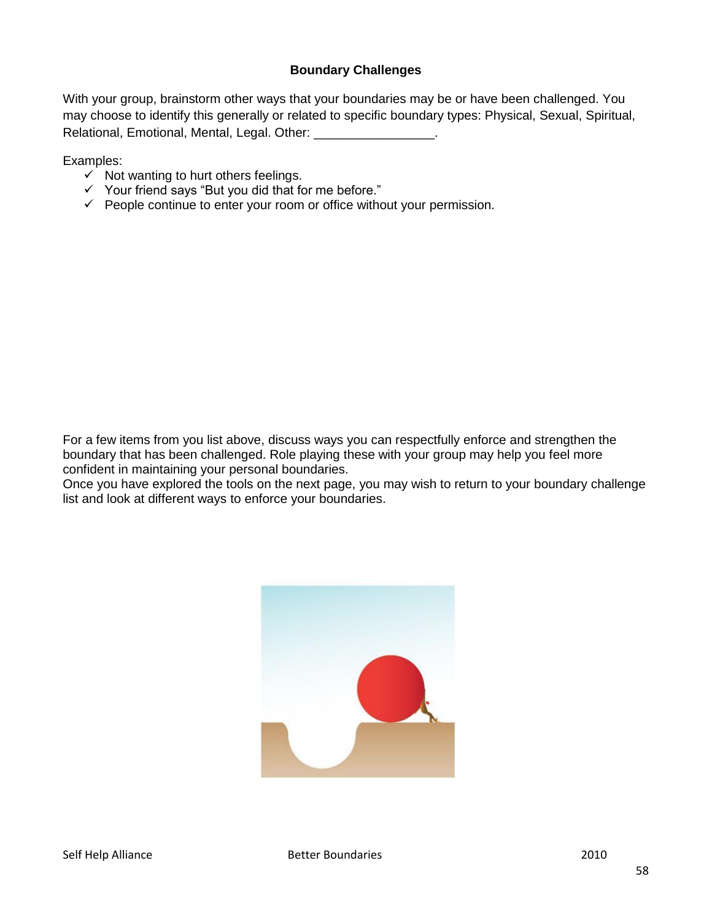## Boundary Challenges

With your group, brainstorm other ways that your boundaries may be or have been challenged. You may choose to identify this generally or related to specific boundary types: Physical, Sexual, Spiritual, Relational, Emotional, Mental, Legal. Other: _________________.

Examples:

- ✓ Not wanting to hurt others feelings.
- ✓ Your friend says "But you did that for me before."
- ✓ People continue to enter your room or office without your permission.

For a few items from you list above, discuss ways you can respectfully enforce and strengthen the boundary that has been challenged. Role playing these with your group may help you feel more confident in maintaining your personal boundaries.

Once you have explored the tools on the next page, you may wish to return to your boundary challenge list and look at different ways to enforce your boundaries.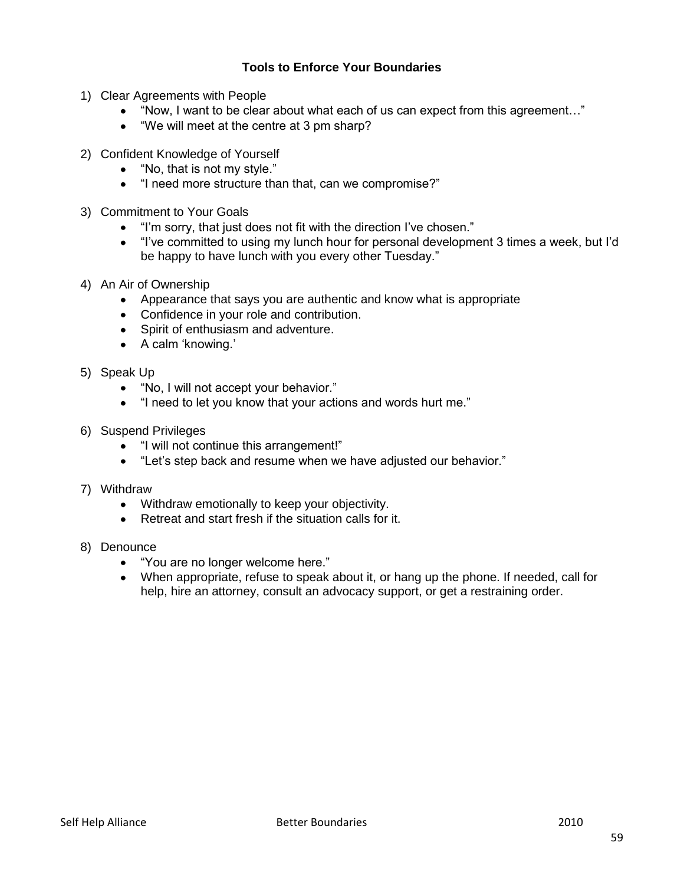## Tools to Enforce Your Boundaries

1) Clear Agreements with People
   - “Now, I want to be clear about what each of us can expect from this agreement…”
   - “We will meet at the centre at 3 pm sharp?

2) Confident Knowledge of Yourself
   - “No, that is not my style.”
   - “I need more structure than that, can we compromise?”

3) Commitment to Your Goals
   - “I’m sorry, that just does not fit with the direction I’ve chosen.”
   - “I’ve committed to using my lunch hour for personal development 3 times a week, but I’d be happy to have lunch with you every other Tuesday.”

4) An Air of Ownership
   - Appearance that says you are authentic and know what is appropriate
   - Confidence in your role and contribution.
   - Spirit of enthusiasm and adventure.
   - A calm ‘knowing.’

5) Speak Up
   - “No, I will not accept your behavior.”
   - “I need to let you know that your actions and words hurt me.”

6) Suspend Privileges
   - “I will not continue this arrangement!”
   - “Let’s step back and resume when we have adjusted our behavior.”

7) Withdraw
   - Withdraw emotionally to keep your objectivity.
   - Retreat and start fresh if the situation calls for it.

8) Denounce
   - “You are no longer welcome here.”
   - When appropriate, refuse to speak about it, or hang up the phone. If needed, call for help, hire an attorney, consult an advocacy support, or get a restraining order.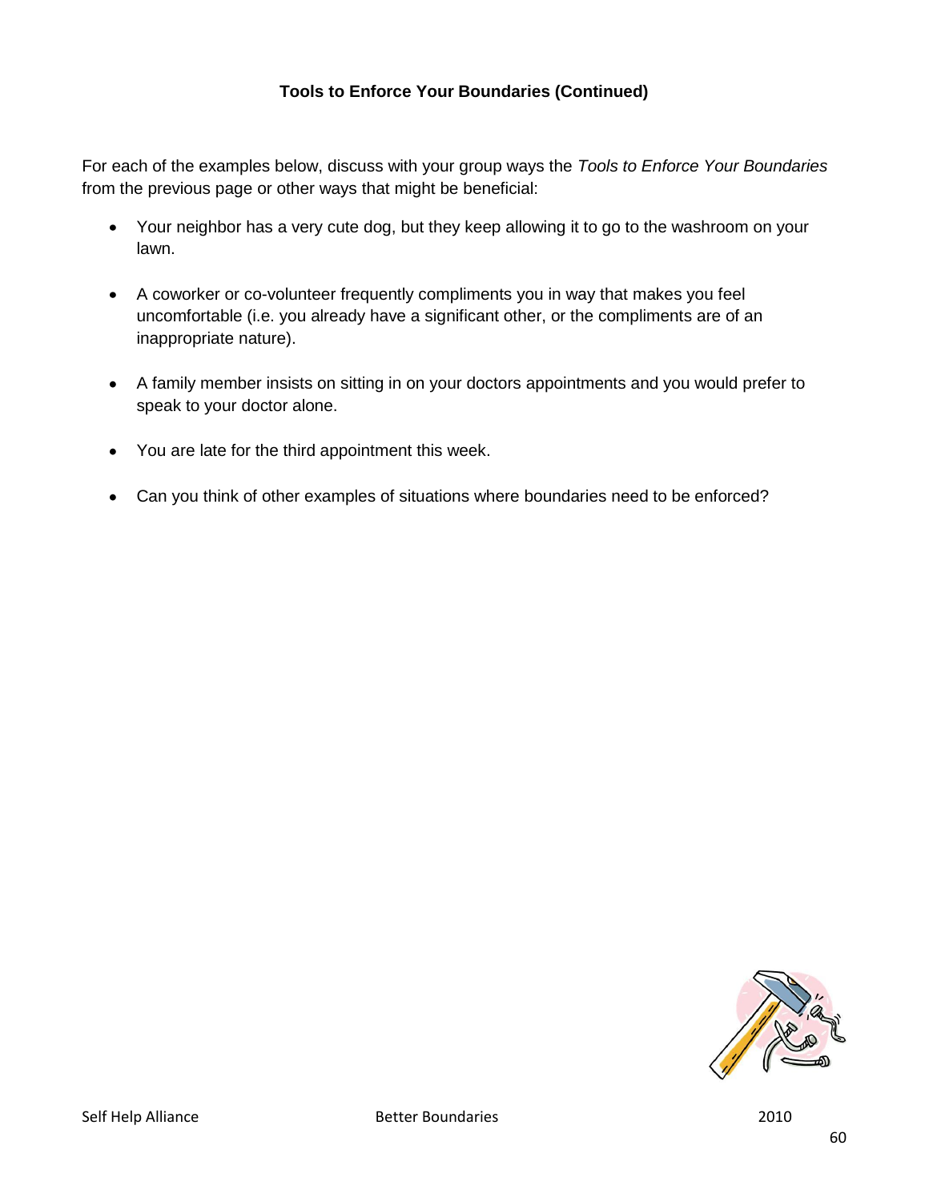**Tools to Enforce Your Boundaries (Continued)**

For each of the examples below, discuss with your group ways the *Tools to Enforce Your Boundaries* from the previous page or other ways that might be beneficial:

- Your neighbor has a very cute dog, but they keep allowing it to go to the washroom on your lawn.
- A coworker or co-volunteer frequently compliments you in way that makes you feel uncomfortable (i.e. you already have a significant other, or the compliments are of an inappropriate nature).
- A family member insists on sitting in on your doctors appointments and you would prefer to speak to your doctor alone.
- You are late for the third appointment this week.
- Can you think of other examples of situations where boundaries need to be enforced?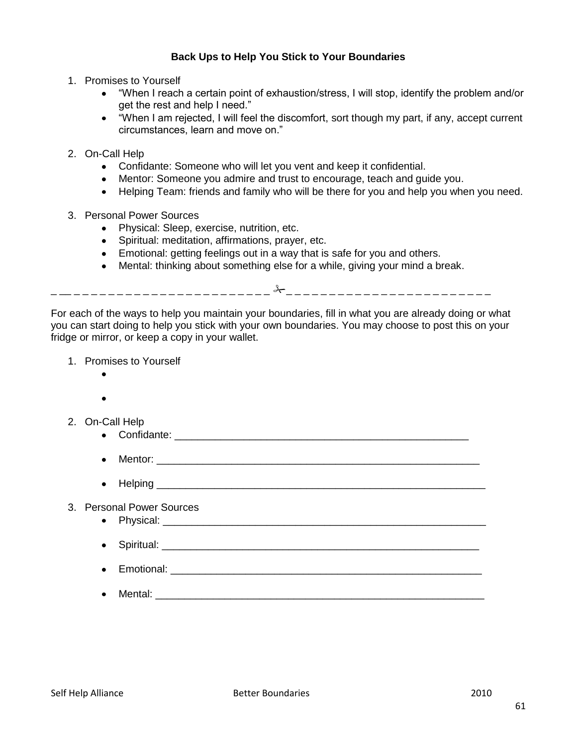**Back Ups to Help You Stick to Your Boundaries**

1. Promises to Yourself
    - "When I reach a certain point of exhaustion/stress, I will stop, identify the problem and/or get the rest and help I need."
    - "When I am rejected, I will feel the discomfort, sort though my part, if any, accept current circumstances, learn and move on."

2. On-Call Help
    - Confidante: Someone who will let you vent and keep it confidential.
    - Mentor: Someone you admire and trust to encourage, teach and guide you.
    - Helping Team: friends and family who will be there for you and help you when you need.

3. Personal Power Sources
    - Physical: Sleep, exercise, nutrition, etc.
    - Spiritual: meditation, affirmations, prayer, etc.
    - Emotional: getting feelings out in a way that is safe for you and others.
    - Mental: thinking about something else for a while, giving your mind a break.

_ — _ _ _ _ _ _ _ _ _ _ _ _ _ _ _ _ _ _ _ _ _ _ _ _ ✂ _ _ _ _ _ _ _ _ _ _ _ _ _ _ _ _ _ _ _ _ _ _ _ _ _

For each of the ways to help you maintain your boundaries, fill in what you are already doing or what you can start doing to help you stick with your own boundaries. You may choose to post this on your fridge or mirror, or keep a copy in your wallet.

1. Promises to Yourself
    - 
    - 

2. On-Call Help
    - Confidante: ____________________________________________________
    - Mentor: ________________________________________________________
    - Helping ________________________________________________________

3. Personal Power Sources
    - Physical: ______________________________________________________
    - Spiritual: _____________________________________________________
    - Emotional: ____________________________________________________
    - Mental: _______________________________________________________